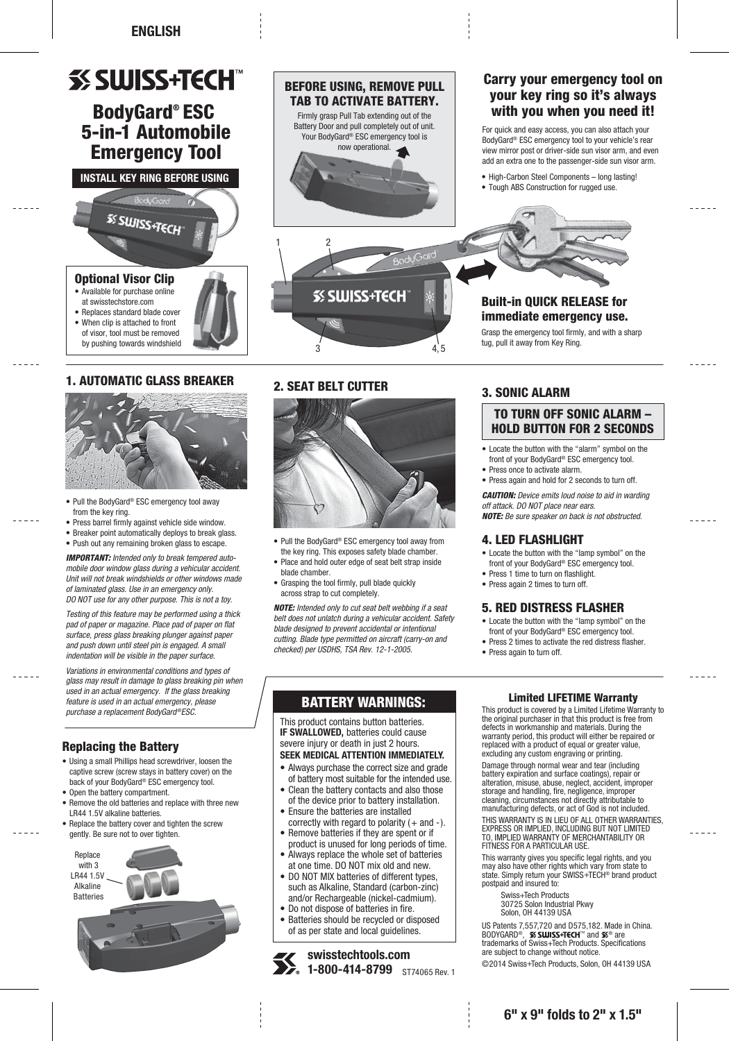ENGLISH

# SWISS+TECH™

## BodyGard® ESC 5-in-1 Automobile Emergency Tool

**INSTALL KEY RING BEFORE USING**

### Optional Visor Clip

- Available for purchase online at swisstechstore.com
- Replaces standard blade cover
- When clip is attached to front of visor, tool must be removed by pushing towards windshield

### BEFORE USING, REMOVE PULL TAB TO ACTIVATE BATTERY.

Firmly grasp Pull Tab extending out of the Battery Door and pull completely out of unit. Your BodyGard® ESC emergency tool is now operational.

1 2 3 4, 5

### Carry your emergency tool on your key ring so it's always with you when you need it!

For quick and easy access, you can also attach your BodyGard® ESC emergency tool to your vehicle's rear view mirror post or driver-side sun visor arm, and even add an extra one to the passenger-side sun visor arm.

- High-Carbon Steel Components – long lasting!
- Tough ABS Construction for rugged use.

### Built-in QUICK RELEASE for immediate emergency use.

Grasp the emergency tool firmly, and with a sharp tug, pull it away from Key Ring.

## 1. AUTOMATIC GLASS BREAKER

- Pull the BodyGard® ESC emergency tool away from the key ring.
- Press barrel firmly against vehicle side window.
- Breaker point automatically deploys to break glass.
- Push out any remaining broken glass to escape.

***IMPORTANT:*** *Intended only to break tempered automobile door window glass during a vehicular accident. Unit will not break windshields or other windows made of laminated glass. Use in an emergency only. DO NOT use for any other purpose. This is not a toy.*

*Testing of this feature may be performed using a thick pad of paper or magazine. Place pad of paper on flat surface, press glass breaking plunger against paper and push down until steel pin is engaged. A small indentation will be visible in the paper surface.*

*Variations in environmental conditions and types of glass may result in damage to glass breaking pin when used in an actual emergency. If the glass breaking feature is used in an actual emergency, please purchase a replacement BodyGard® ESC.*

## 2. SEAT BELT CUTTER

- Pull the BodyGard® ESC emergency tool away from the key ring. This exposes safety blade chamber.
- Place and hold outer edge of seat belt strap inside blade chamber.
- Grasping the tool firmly, pull blade quickly across strap to cut completely.

***NOTE:*** *Intended only to cut seat belt webbing if a seat belt does not unlatch during a vehicular accident. Safety blade designed to prevent accidental or intentional cutting. Blade type permitted on aircraft (carry-on and checked) per USDHS, TSA Rev. 12-1-2005.*

## 3. SONIC ALARM

**TO TURN OFF SONIC ALARM – HOLD BUTTON FOR 2 SECONDS**

- Locate the button with the "alarm" symbol on the front of your BodyGard® ESC emergency tool.
- Press once to activate alarm.
- Press again and hold for 2 seconds to turn off.

***CAUTION:*** *Device emits loud noise to aid in warding off attack. DO NOT place near ears.*
***NOTE:*** *Be sure speaker on back is not obstructed.*

## 4. LED FLASHLIGHT

- Locate the button with the "lamp symbol" on the front of your BodyGard® ESC emergency tool.
- Press 1 time to turn on flashlight.
- Press again 2 times to turn off.

## 5. RED DISTRESS FLASHER

- Locate the button with the "lamp symbol" on the front of your BodyGard® ESC emergency tool.
- Press 2 times to activate the red distress flasher.
- Press again to turn off.

## Replacing the Battery

- Using a small Phillips head screwdriver, loosen the captive screw (screw stays in battery cover) on the back of your BodyGard® ESC emergency tool.
- Open the battery compartment.
- Remove the old batteries and replace with three new LR44 1.5V alkaline batteries.
- Replace the battery cover and tighten the screw gently. Be sure not to over tighten.

Replace with 3 LR44 1.5V Alkaline Batteries

## BATTERY WARNINGS:

This product contains button batteries.
**IF SWALLOWED,** batteries could cause severe injury or death in just 2 hours.
**SEEK MEDICAL ATTENTION IMMEDIATELY.**

- Always purchase the correct size and grade of battery most suitable for the intended use.
- Clean the battery contacts and also those of the device prior to battery installation.
- Ensure the batteries are installed correctly with regard to polarity (+ and -).
- Remove batteries if they are spent or if product is unused for long periods of time.
- Always replace the whole set of batteries at one time. DO NOT mix old and new.
- DO NOT MIX batteries of different types, such as Alkaline, Standard (carbon-zinc) and/or Rechargeable (nickel-cadmium).
- Do not dispose of batteries in fire.
- Batteries should be recycled or disposed of as per state and local guidelines.

**swisstechtools.com**
**1-800-414-8799** ST74065 Rev. 1

### Limited LIFETIME Warranty

This product is covered by a Limited Lifetime Warranty to the original purchaser in that this product is free from defects in workmanship and materials. During the warranty period, this product will either be repaired or replaced with a product of equal or greater value, excluding any custom engraving or printing.

Damage through normal wear and tear (including battery expiration and surface coatings), repair or alteration, misuse, abuse, neglect, accident, improper storage and handling, fire, negligence, improper cleaning, circumstances not directly attributable to manufacturing defects, or act of God is not included.

THIS WARRANTY IS IN LIEU OF ALL OTHER WARRANTIES, EXPRESS OR IMPLIED, INCLUDING BUT NOT LIMITED TO, IMPLIED WARRANTY OF MERCHANTABILITY OR FITNESS FOR A PARTICULAR USE.

This warranty gives you specific legal rights, and you may also have other rights which vary from state to state. Simply return your SWISS+TECH® brand product postpaid and insured to:

Swiss+Tech Products
30725 Solon Industrial Pkwy
Solon, OH 44139 USA

US Patents 7,557,720 and D575,182. Made in China. BODYGARD®, SWISS+TECH™ and ® are trademarks of Swiss+Tech Products. Specifications are subject to change without notice.

©2014 Swiss+Tech Products, Solon, OH 44139 USA

6" x 9" folds to 2" x 1.5"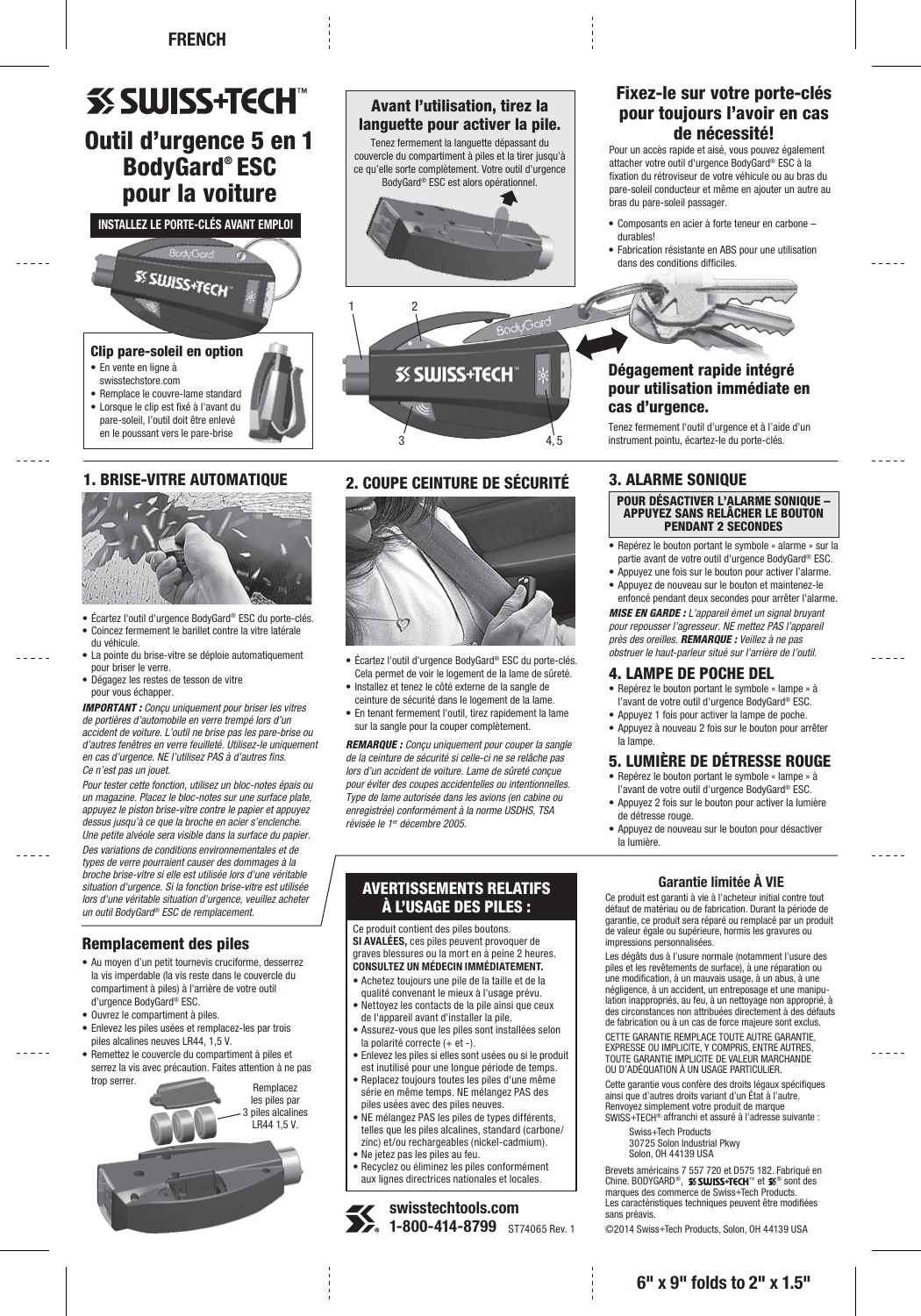FRENCH

# SWISS+TECH™

# Outil d'urgence 5 en 1 BodyGard® ESC pour la voiture

**INSTALLEZ LE PORTE-CLÉS AVANT EMPLOI**

### Clip pare-soleil en option

- En vente en ligne à swisstechstore.com
- Remplace le couvre-lame standard
- Lorsque le clip est fixé à l'avant du pare-soleil, l'outil doit être enlevé en le poussant vers le pare-brise

### Avant l'utilisation, tirez la languette pour activer la pile.

Tenez fermement la languette dépassant du couvercle du compartiment à piles et la tirer jusqu'à ce qu'elle sorte complètement. Votre outil d'urgence BodyGard® ESC est alors opérationnel.

1 2

3 4, 5

### Fixez-le sur votre porte-clés pour toujours l'avoir en cas de nécessité!

Pour un accès rapide et aisé, vous pouvez également attacher votre outil d'urgence BodyGard® ESC à la fixation du rétroviseur de votre véhicule ou au bras du pare-soleil conducteur et même en ajouter un autre au bras du pare-soleil passager.

- Composants en acier à forte teneur en carbone – durables!
- Fabrication résistante en ABS pour une utilisation dans des conditions difficiles.

### Dégagement rapide intégré pour utilisation immédiate en cas d'urgence.

Tenez fermement l'outil d'urgence et à l'aide d'un instrument pointu, écartez-le du porte-clés.

## 1. BRISE-VITRE AUTOMATIQUE

- Écartez l'outil d'urgence BodyGard® ESC du porte-clés.
- Coincez fermement le barillet contre la vitre latérale du véhicule.
- La pointe du brise-vitre se déploie automatiquement pour briser le verre.
- Dégagez les restes de tesson de vitre pour vous échapper.

***IMPORTANT :*** *Conçu uniquement pour briser les vitres de portières d'automobile en verre trempé lors d'un accident de voiture. L'outil ne brise pas les pare-brise ou d'autres fenêtres en verre feuilleté. Utilisez-le uniquement en cas d'urgence. NE l'utilisez PAS à d'autres fins. Ce n'est pas un jouet.*

*Pour tester cette fonction, utilisez un bloc-notes épais ou un magazine. Placez le bloc-notes sur une surface plate, appuyez le piston brise-vitre contre le papier et appuyez dessus jusqu'à ce que la broche en acier s'enclenche. Une petite alvéole sera visible dans la surface du papier.*

*Des variations de conditions environnementales et de types de verre pourraient causer des dommages à la broche brise-vitre si elle est utilisée lors d'une véritable situation d'urgence. Si la fonction brise-vitre est utilisée lors d'une véritable situation d'urgence, veuillez acheter un outil BodyGard® ESC de remplacement.*

## 2. COUPE CEINTURE DE SÉCURITÉ

- Écartez l'outil d'urgence BodyGard® ESC du porte-clés. Cela permet de voir le logement de la lame de sûreté.
- Installez et tenez le côté externe de la sangle de ceinture de sécurité dans le logement de la lame.
- En tenant fermement l'outil, tirez rapidement la lame sur la sangle pour la couper complètement.

***REMARQUE :*** *Conçu uniquement pour couper la sangle de la ceinture de sécurité si celle-ci ne se relâche pas lors d'un accident de voiture. Lame de sûreté conçue pour éviter des coupes accidentelles ou intentionnelles. Type de lame autorisée dans les avions (en cabine ou enregistrée) conformément à la norme USDHS, TSA révisée le 1er décembre 2005.*

## 3. ALARME SONIQUE

**POUR DÉSACTIVER L'ALARME SONIQUE – APPUYEZ SANS RELÂCHER LE BOUTON PENDANT 2 SECONDES**

- Repérez le bouton portant le symbole « alarme » sur la partie avant de votre outil d'urgence BodyGard® ESC.
- Appuyez une fois sur le bouton pour activer l'alarme.
- Appuyez de nouveau sur le bouton et maintenez-le enfoncé pendant deux secondes pour arrêter l'alarme.

***MISE EN GARDE :*** *L'appareil émet un signal bruyant pour repousser l'agresseur. NE mettez PAS l'appareil près des oreilles.* ***REMARQUE :*** *Veillez à ne pas obstruer le haut-parleur situé sur l'arrière de l'outil.*

## 4. LAMPE DE POCHE DEL

- Repérez le bouton portant le symbole « lampe » à l'avant de votre outil d'urgence BodyGard® ESC.
- Appuyez 1 fois pour activer la lampe de poche.
- Appuyez à nouveau 2 fois sur le bouton pour arrêter la lampe.

## 5. LUMIÈRE DE DÉTRESSE ROUGE

- Repérez le bouton portant le symbole « lampe » à l'avant de votre outil d'urgence BodyGard® ESC.
- Appuyez 2 fois sur le bouton pour activer la lumière de détresse rouge.
- Appuyez de nouveau sur le bouton pour désactiver la lumière.

### Remplacement des piles

- Au moyen d'un petit tournevis cruciforme, desserrez la vis imperdable (la vis reste dans le couvercle du compartiment à piles) à l'arrière de votre outil d'urgence BodyGard® ESC.
- Ouvrez le compartiment à piles.
- Enlevez les piles usées et remplacez-les par trois piles alcalines neuves LR44, 1,5 V.
- Remettez le couvercle du compartiment à piles et serrez la vis avec précaution. Faites attention à ne pas trop serrer.

Remplacez les piles par 3 piles alcalines LR44 1,5 V.

### AVERTISSEMENTS RELATIFS À L'USAGE DES PILES :

Ce produit contient des piles boutons.
**SI AVALÉES,** ces piles peuvent provoquer de graves blessures ou la mort en à peine 2 heures. **CONSULTEZ UN MÉDECIN IMMÉDIATEMENT.**

- Achetez toujours une pile de la taille et de la qualité convenant le mieux à l'usage prévu.
- Nettoyez les contacts de la pile ainsi que ceux de l'appareil avant d'installer la pile.
- Assurez-vous que les piles sont installées selon la polarité correcte (+ et -).
- Enlevez les piles si elles sont usées ou si le produit est inutilisé pour une longue période de temps.
- Replacez toujours toutes les piles d'une même série en même temps. NE mélangez PAS des piles usées avec des piles neuves.
- NE mélangez PAS les piles de types différents, telles que les piles alcalines, standard (carbone/zinc) et/ou rechargeables (nickel-cadmium).
- Ne jetez pas les piles au feu.
- Recyclez ou éliminez les piles conformément aux lignes directrices nationales et locales.

**swisstechtools.com**
**1-800-414-8799** ST74065 Rev. 1

### Garantie limitée À VIE

Ce produit est garanti à vie à l'acheteur initial contre tout défaut de matériau ou de fabrication. Durant la période de garantie, ce produit sera réparé ou remplacé par un produit de valeur égale ou supérieure, hormis les gravures ou impressions personnalisées.

Les dégâts dus à l'usure normale (notamment l'usure des piles et les revêtements de surface), à une réparation ou une modification, à un mauvais usage, à un abus, à une négligence, à un accident, un entreposage et une manipulation inappropriés, au feu, à un nettoyage non approprié, à des circonstances non attribuées directement à des défauts de fabrication ou à un cas de force majeure sont exclus.

CETTE GARANTIE REMPLACE TOUTE AUTRE GARANTIE, EXPRESSE OU IMPLICITE, Y COMPRIS, ENTRE AUTRES, TOUTE GARANTIE IMPLICITE DE VALEUR MARCHANDE OU D'ADÉQUATION À UN USAGE PARTICULIER.

Cette garantie vous confère des droits légaux spécifiques ainsi que d'autres droits variant d'un État à l'autre. Renvoyez simplement votre produit de marque SWISS+TECH® affranchi et assuré à l'adresse suivante :

Swiss+Tech Products
30725 Solon Industrial Pkwy
Solon, OH 44139 USA

Brevets américains 7 557 720 et D575 182. Fabriqué en Chine. BODYGARD®, SWISS+TECH™ et ® sont des marques des commerce de Swiss+Tech Products.
Les caractéristiques techniques peuvent être modifiées sans préavis.

©2014 Swiss+Tech Products, Solon, OH 44139 USA

6" x 9" folds to 2" x 1.5"